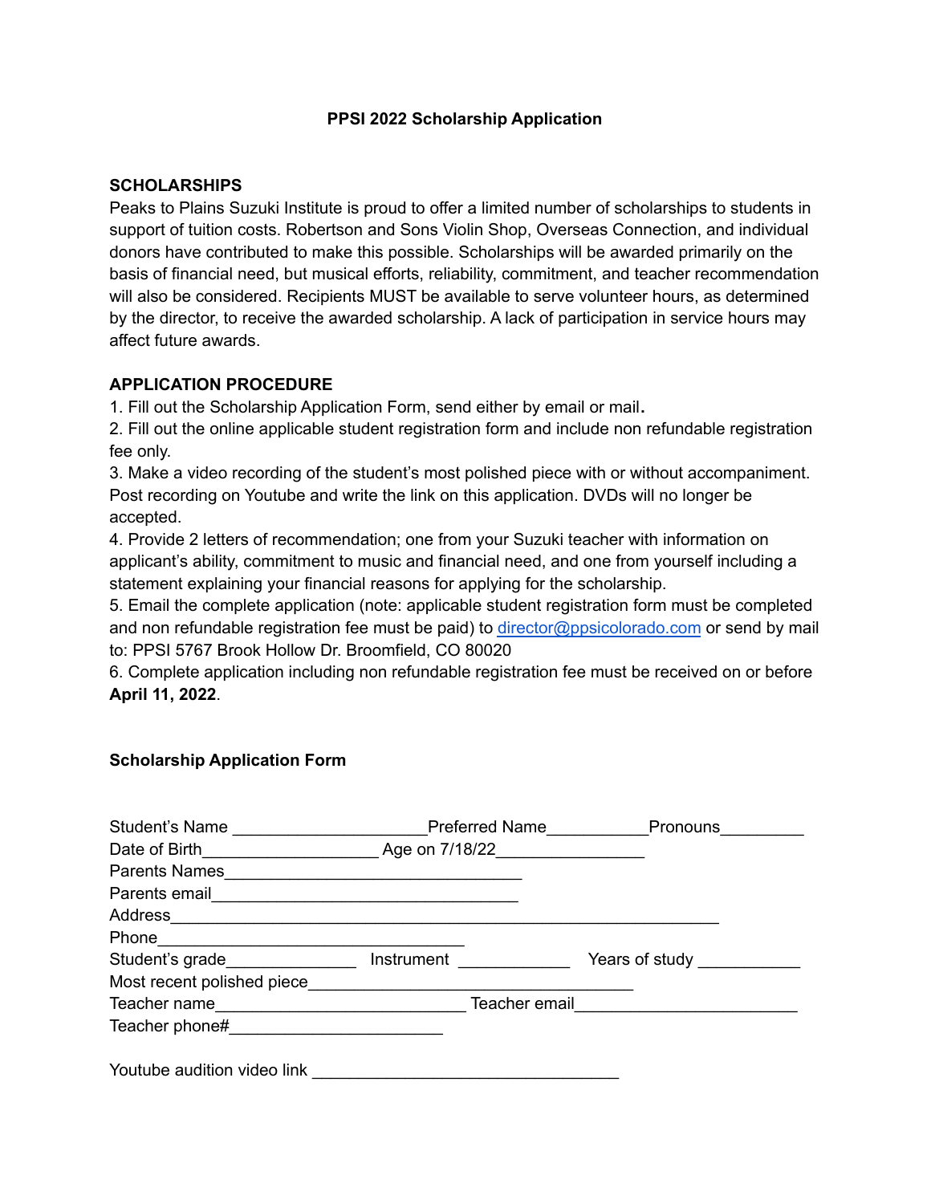## PPSI 2022 Scholarship Application

### SCHOLARSHIPS

Peaks to Plains Suzuki Institute is proud to offer a limited number of scholarships to students in support of tuition costs. Robertson and Sons Violin Shop, Overseas Connection, and individual donors have contributed to make this possible. Scholarships will be awarded primarily on the basis of financial need, but musical efforts, reliability, commitment, and teacher recommendation will also be considered. Recipients MUST be available to serve volunteer hours, as determined by the director, to receive the awarded scholarship. A lack of participation in service hours may affect future awards.

### APPLICATION PROCEDURE

1. Fill out the Scholarship Application Form, send either by email or mail.
2. Fill out the online applicable student registration form and include non refundable registration fee only.
3. Make a video recording of the student's most polished piece with or without accompaniment. Post recording on Youtube and write the link on this application. DVDs will no longer be accepted.
4. Provide 2 letters of recommendation; one from your Suzuki teacher with information on applicant's ability, commitment to music and financial need, and one from yourself including a statement explaining your financial reasons for applying for the scholarship.
5. Email the complete application (note: applicable student registration form must be completed and non refundable registration fee must be paid) to director@ppsicolorado.com or send by mail to: PPSI 5767 Brook Hollow Dr. Broomfield, CO 80020
6. Complete application including non refundable registration fee must be received on or before **April 11, 2022**.

### Scholarship Application Form

Student's Name ____________________Preferred Name__________Pronouns_________

Date of Birth__________________ Age on 7/18/22_______________

Parents Names_______________________________

Parents email________________________________

Address_________________________________________________________

Phone________________________________

Student's grade_____________ Instrument ___________ Years of study ___________

Most recent polished piece__________________________________

Teacher name__________________________ Teacher email_______________________

Teacher phone#______________________

Youtube audition video link ________________________________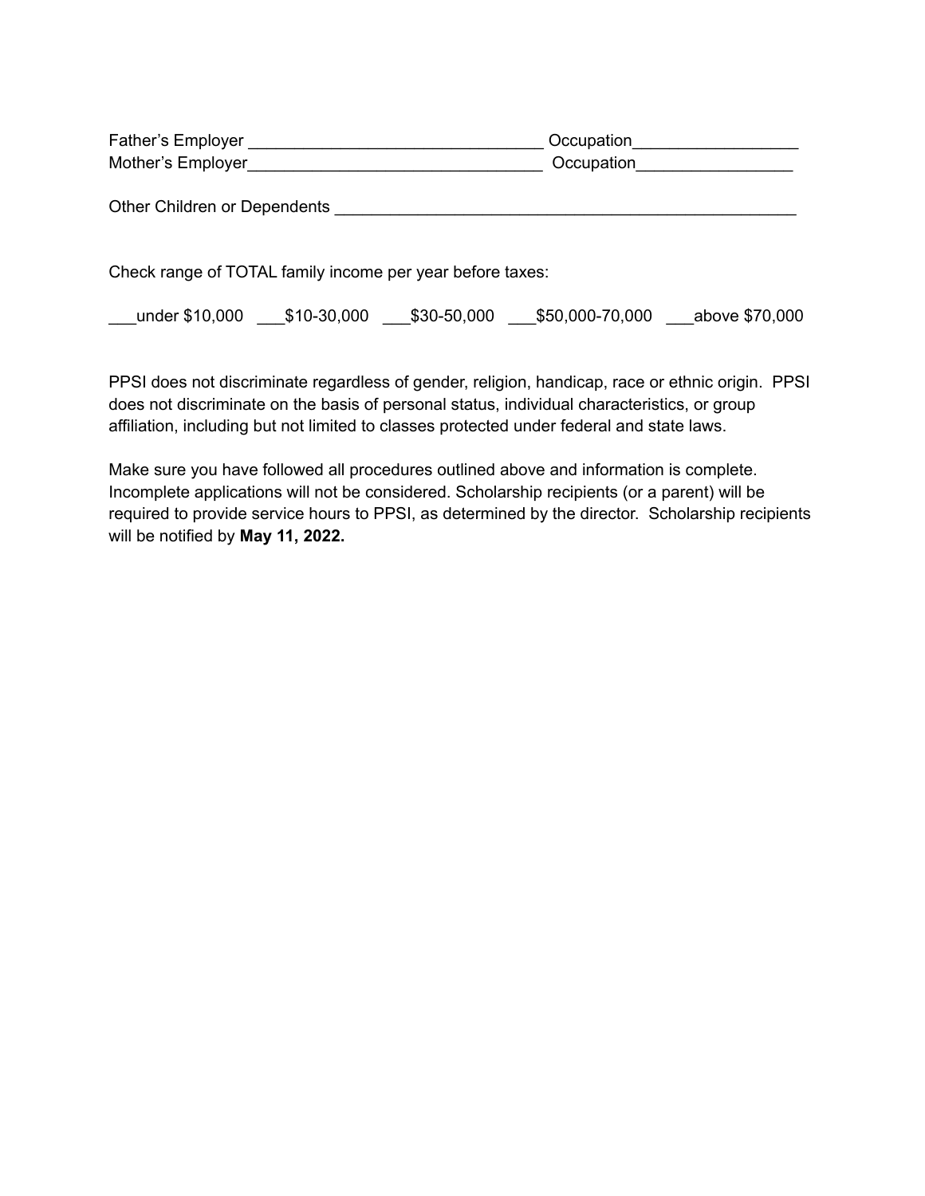Father's Employer ________________________________ Occupation_________________
Mother's Employer________________________________ Occupation________________

Other Children or Dependents ___________________________________________________

Check range of TOTAL family income per year before taxes:

___under $10,000 ___$10-30,000 ___$30-50,000 ___$50,000-70,000 ___above $70,000

PPSI does not discriminate regardless of gender, religion, handicap, race or ethnic origin. PPSI does not discriminate on the basis of personal status, individual characteristics, or group affiliation, including but not limited to classes protected under federal and state laws.

Make sure you have followed all procedures outlined above and information is complete. Incomplete applications will not be considered. Scholarship recipients (or a parent) will be required to provide service hours to PPSI, as determined by the director. Scholarship recipients will be notified by **May 11, 2022.**